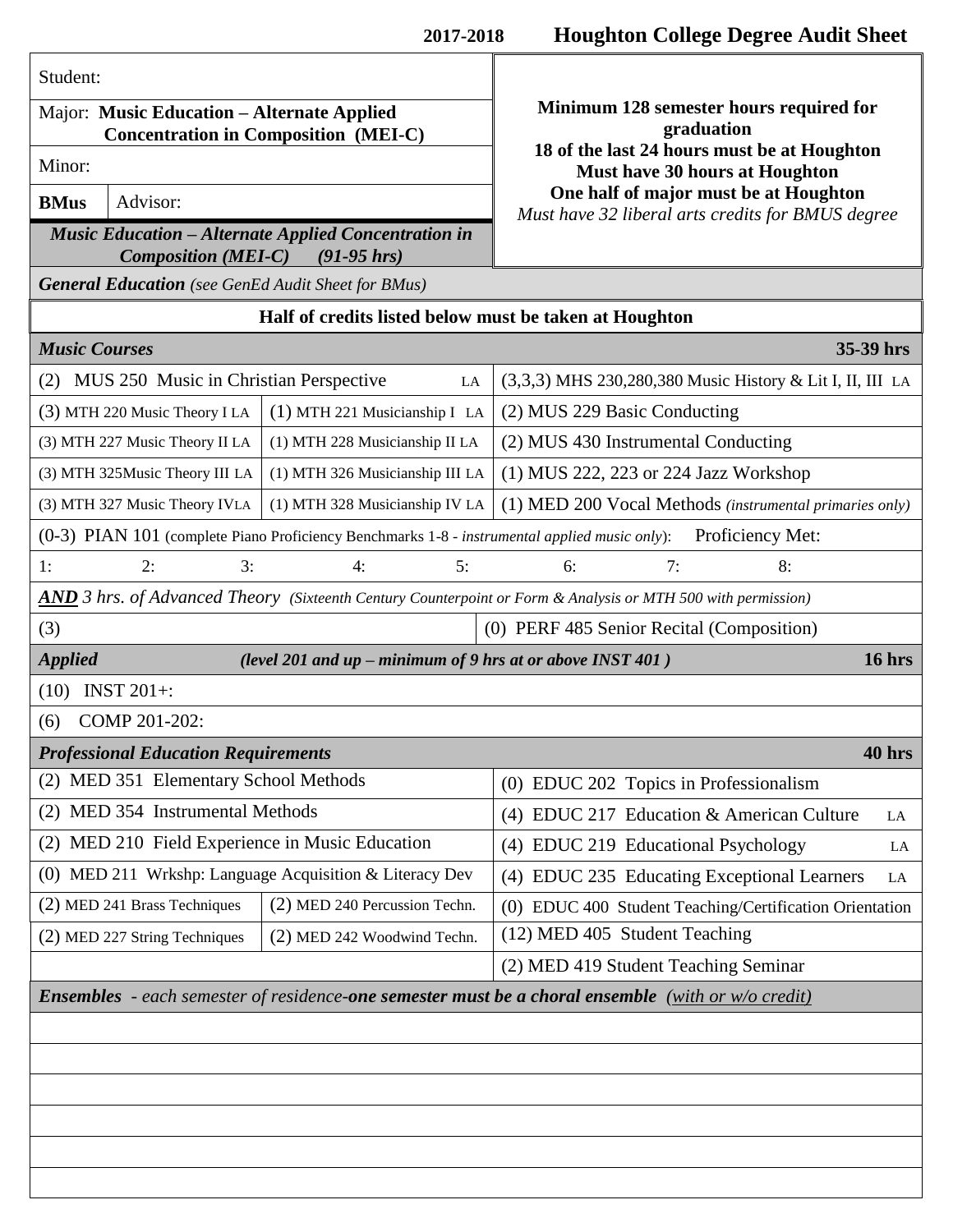**2017-2018 Houghton College Degree Audit Sheet**

| | |
|---|---|
| Student: | **Minimum 128 semester hours required for graduation** |
| Major: **Music Education – Alternate Applied Concentration in Composition (MEI-C)** | **18 of the last 24 hours must be at Houghton** |
| Minor: | **Must have 30 hours at Houghton** |
| **BMus** Advisor: | **One half of major must be at Houghton** |
| ***Music Education – Alternate Applied Concentration in Composition (MEI-C) (91-95 hrs)*** | *Must have 32 liberal arts credits for BMUS degree* |

***General Education** (see GenEd Audit Sheet for BMus)*

**Half of credits listed below must be taken at Houghton**

| ***Music Courses*** | | **35-39 hrs** |
|---|---|---|
| (2) MUS 250 Music in Christian Perspective LA | | (3,3,3) MHS 230,280,380 Music History & Lit I, II, III LA |
| (3) MTH 220 Music Theory I LA | (1) MTH 221 Musicianship I LA | (2) MUS 229 Basic Conducting |
| (3) MTH 227 Music Theory II LA | (1) MTH 228 Musicianship II LA | (2) MUS 430 Instrumental Conducting |
| (3) MTH 325Music Theory III LA | (1) MTH 326 Musicianship III LA | (1) MUS 222, 223 or 224 Jazz Workshop |
| (3) MTH 327 Music Theory IVLA | (1) MTH 328 Musicianship IV LA | (1) MED 200 Vocal Methods *(instrumental primaries only)* |

(0-3) PIAN 101 (complete Piano Proficiency Benchmarks 1-8 - *instrumental applied music only*): Proficiency Met:

| 1: | 2: | 3: | 4: | 5: | 6: | 7: | 8: |
|---|---|---|---|---|---|---|---|

***AND** 3 hrs. of Advanced Theory (Sixteenth Century Counterpoint or Form & Analysis or MTH 500 with permission)*

| (3) | (0) PERF 485 Senior Recital (Composition) |
|---|---|

***Applied*** *(level 201 and up – minimum of 9 hrs at or above INST 401 )* **16 hrs**

(10) INST 201+:

(6) COMP 201-202:

| ***Professional Education Requirements*** | | **40 hrs** |
|---|---|---|
| (2) MED 351 Elementary School Methods | | (0) EDUC 202 Topics in Professionalism |
| (2) MED 354 Instrumental Methods | | (4) EDUC 217 Education & American Culture LA |
| (2) MED 210 Field Experience in Music Education | | (4) EDUC 219 Educational Psychology LA |
| (0) MED 211 Wrkshp: Language Acquisition & Literacy Dev | | (4) EDUC 235 Educating Exceptional Learners LA |
| (2) MED 241 Brass Techniques | (2) MED 240 Percussion Techn. | (0) EDUC 400 Student Teaching/Certification Orientation |
| (2) MED 227 String Techniques | (2) MED 242 Woodwind Techn. | (12) MED 405 Student Teaching |
| | | (2) MED 419 Student Teaching Seminar |

***Ensembles** - each semester of residence-**one semester must be a choral ensemble** (with or w/o credit)*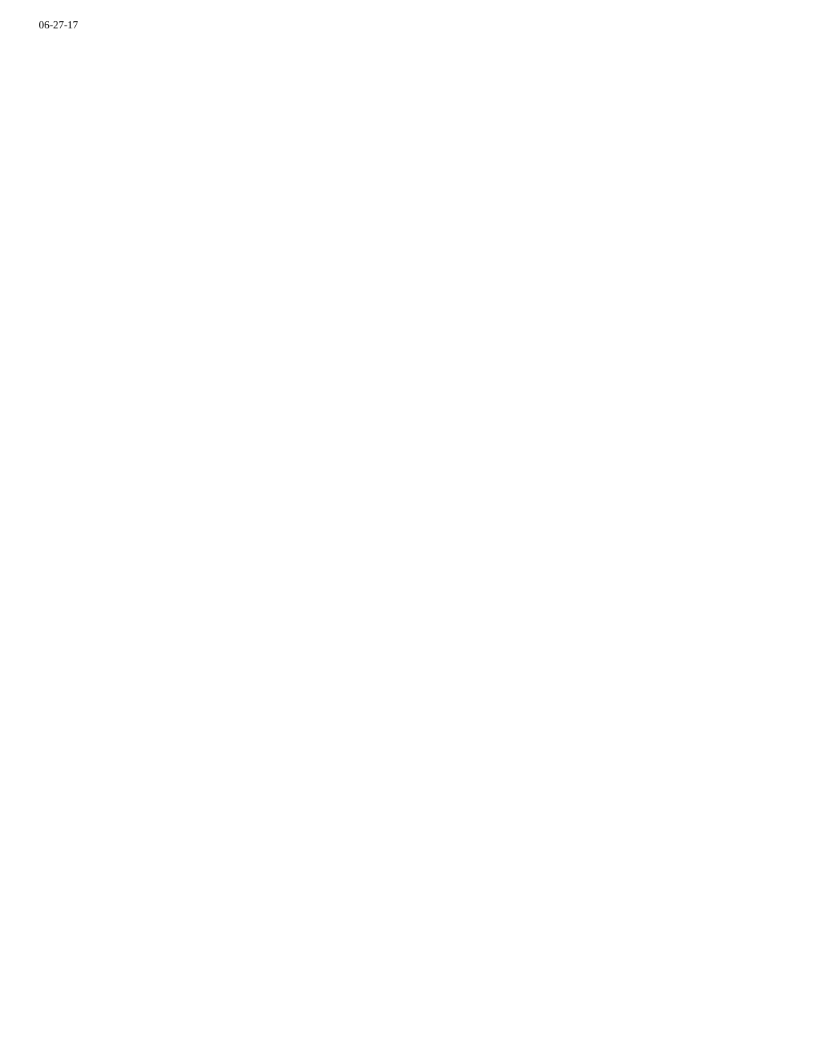06-27-17